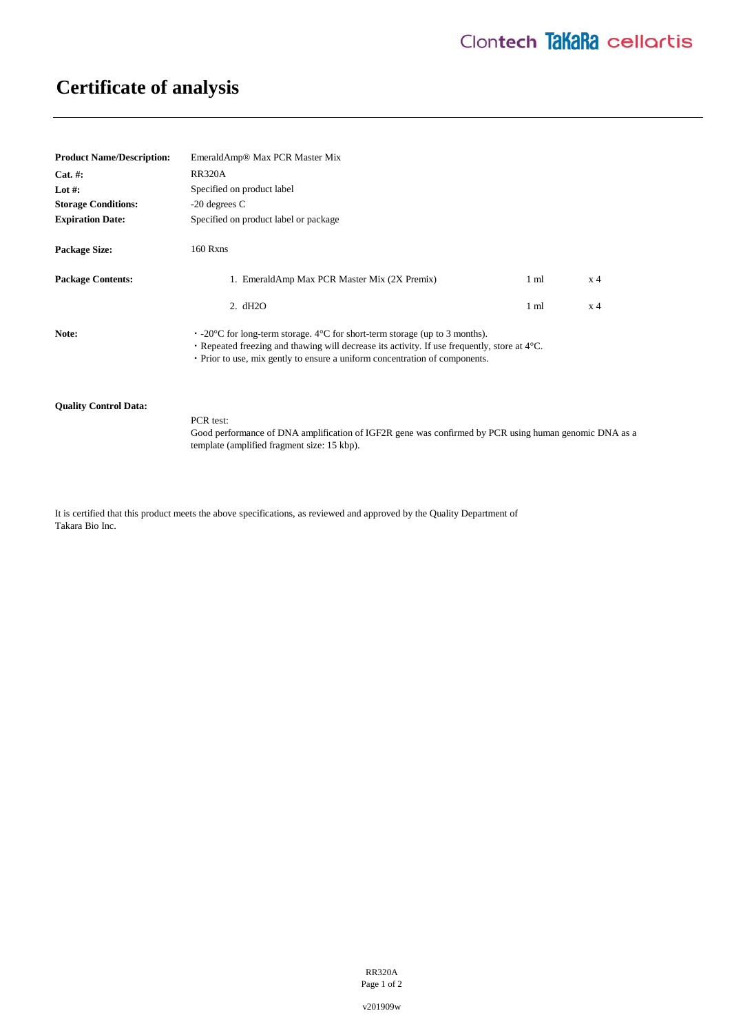# Certificate of analysis

**Product Name/Description:** EmeraldAmp® Max PCR Master Mix

**Cat. #:** RR320A

**Lot #:** Specified on product label

**Storage Conditions:** -20 degrees C

**Expiration Date:** Specified on product label or package

**Package Size:** 160 Rxns

**Package Contents:**

| | | |
|---|---|---|
| 1. EmeraldAmp Max PCR Master Mix (2X Premix) | 1 ml | x 4 |
| 2. dH2O | 1 ml | x 4 |

**Note:**

- -20°C for long-term storage. 4°C for short-term storage (up to 3 months).
- Repeated freezing and thawing will decrease its activity. If use frequently, store at 4°C.
- Prior to use, mix gently to ensure a uniform concentration of components.

**Quality Control Data:**

PCR test:
Good performance of DNA amplification of IGF2R gene was confirmed by PCR using human genomic DNA as a template (amplified fragment size: 15 kbp).

It is certified that this product meets the above specifications, as reviewed and approved by the Quality Department of Takara Bio Inc.

v201909w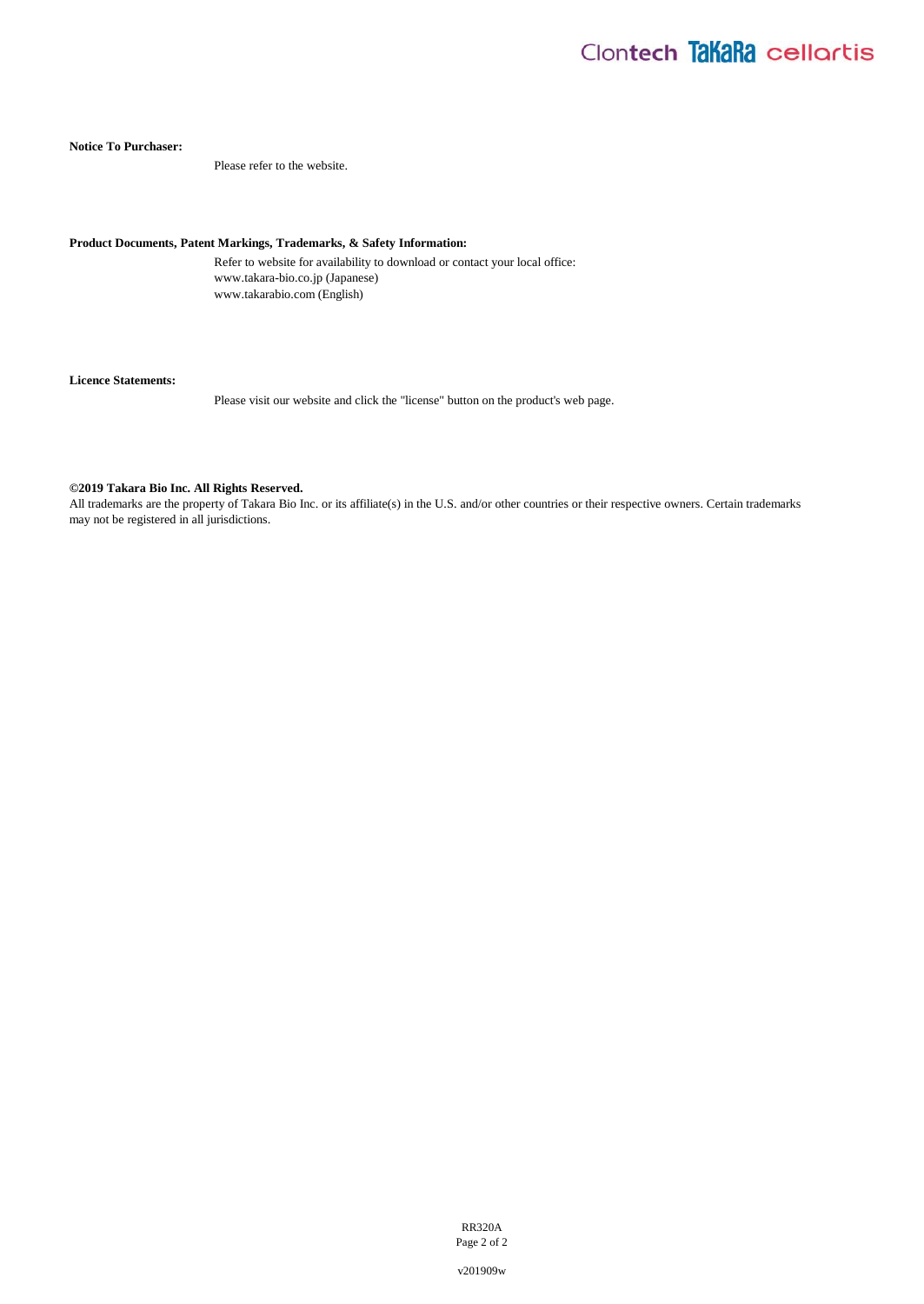**Notice To Purchaser:**

Please refer to the website.

**Product Documents, Patent Markings, Trademarks, & Safety Information:**

Refer to website for availability to download or contact your local office:
www.takara-bio.co.jp (Japanese)
www.takarabio.com (English)

**Licence Statements:**

Please visit our website and click the "license" button on the product's web page.

**©2019 Takara Bio Inc. All Rights Reserved.**
All trademarks are the property of Takara Bio Inc. or its affiliate(s) in the U.S. and/or other countries or their respective owners. Certain trademarks may not be registered in all jurisdictions.

RR320A

v201909w